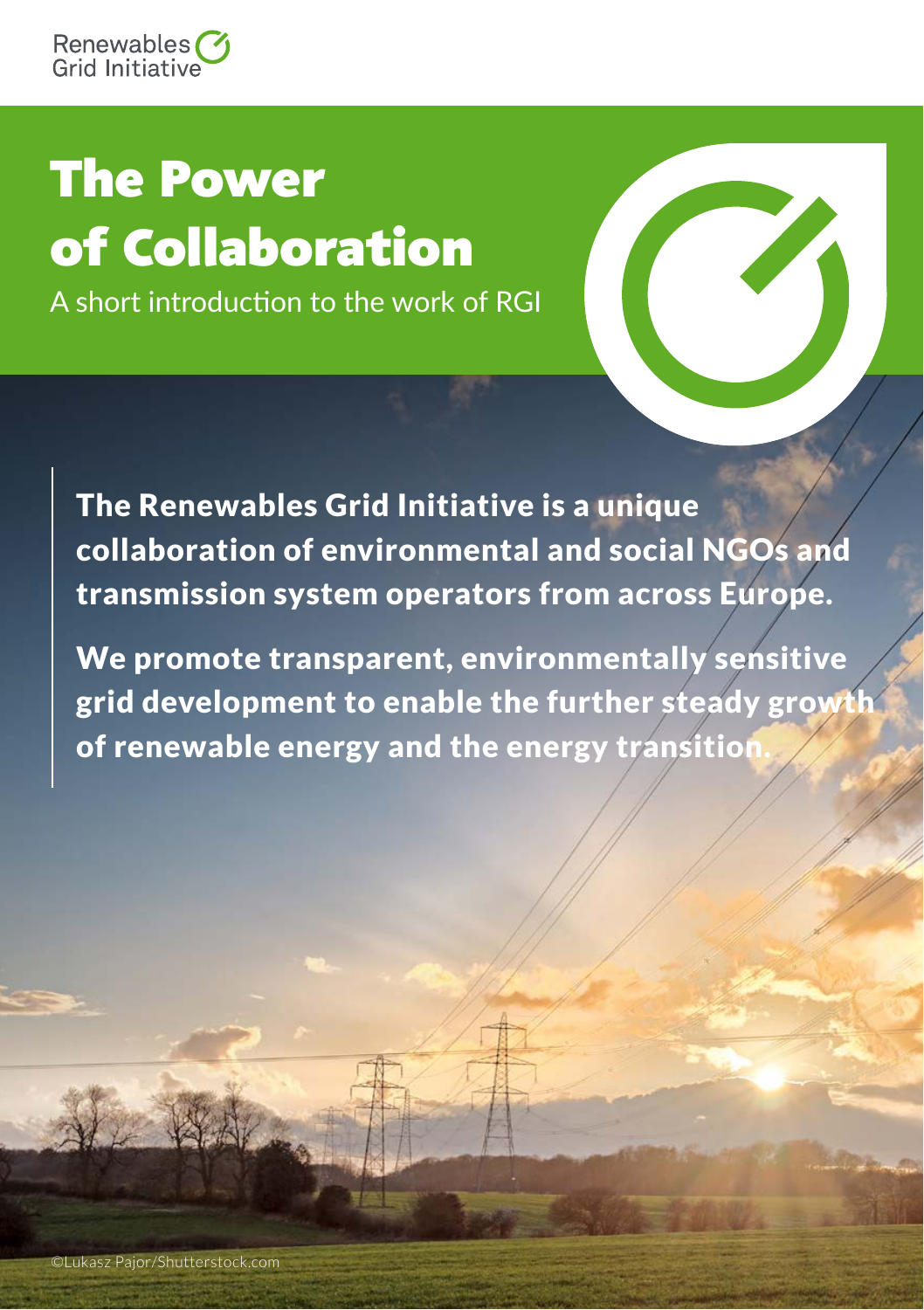Renewables Grid Initiative

# The Power of Collaboration

A short introduction to the work of RGI

**The Renewables Grid Initiative is a unique collaboration of environmental and social NGOs and transmission system operators from across Europe.**

**We promote transparent, environmentally sensitive grid development to enable the further steady growth of renewable energy and the energy transition.**

©Lukasz Pajor/Shutterstock.com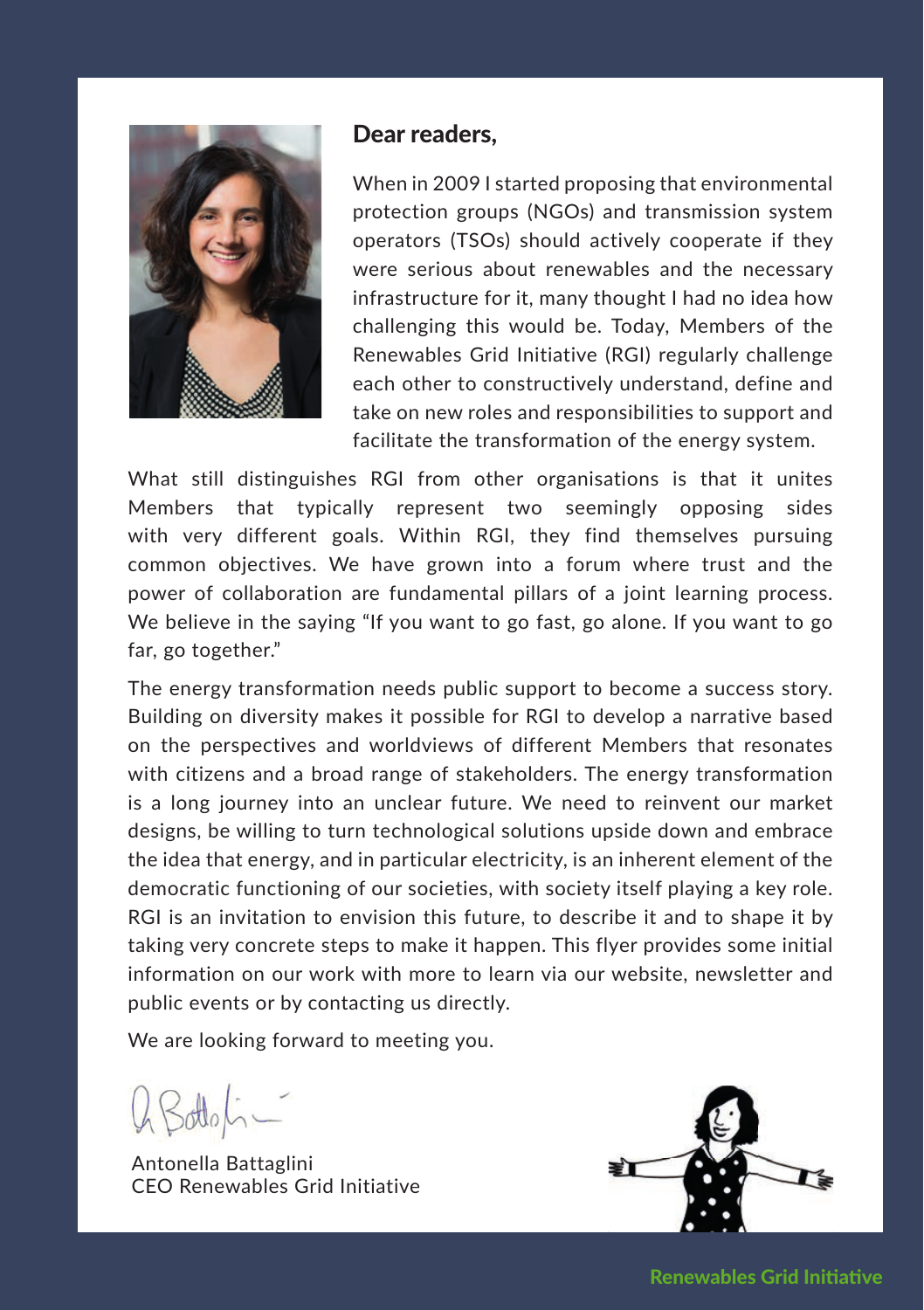## Dear readers,

When in 2009 I started proposing that environmental protection groups (NGOs) and transmission system operators (TSOs) should actively cooperate if they were serious about renewables and the necessary infrastructure for it, many thought I had no idea how challenging this would be. Today, Members of the Renewables Grid Initiative (RGI) regularly challenge each other to constructively understand, define and take on new roles and responsibilities to support and facilitate the transformation of the energy system.

What still distinguishes RGI from other organisations is that it unites Members that typically represent two seemingly opposing sides with very different goals. Within RGI, they find themselves pursuing common objectives. We have grown into a forum where trust and the power of collaboration are fundamental pillars of a joint learning process. We believe in the saying "If you want to go fast, go alone. If you want to go far, go together."

The energy transformation needs public support to become a success story. Building on diversity makes it possible for RGI to develop a narrative based on the perspectives and worldviews of different Members that resonates with citizens and a broad range of stakeholders. The energy transformation is a long journey into an unclear future. We need to reinvent our market designs, be willing to turn technological solutions upside down and embrace the idea that energy, and in particular electricity, is an inherent element of the democratic functioning of our societies, with society itself playing a key role. RGI is an invitation to envision this future, to describe it and to shape it by taking very concrete steps to make it happen. This flyer provides some initial information on our work with more to learn via our website, newsletter and public events or by contacting us directly.

We are looking forward to meeting you.

Antonella Battaglini
CEO Renewables Grid Initiative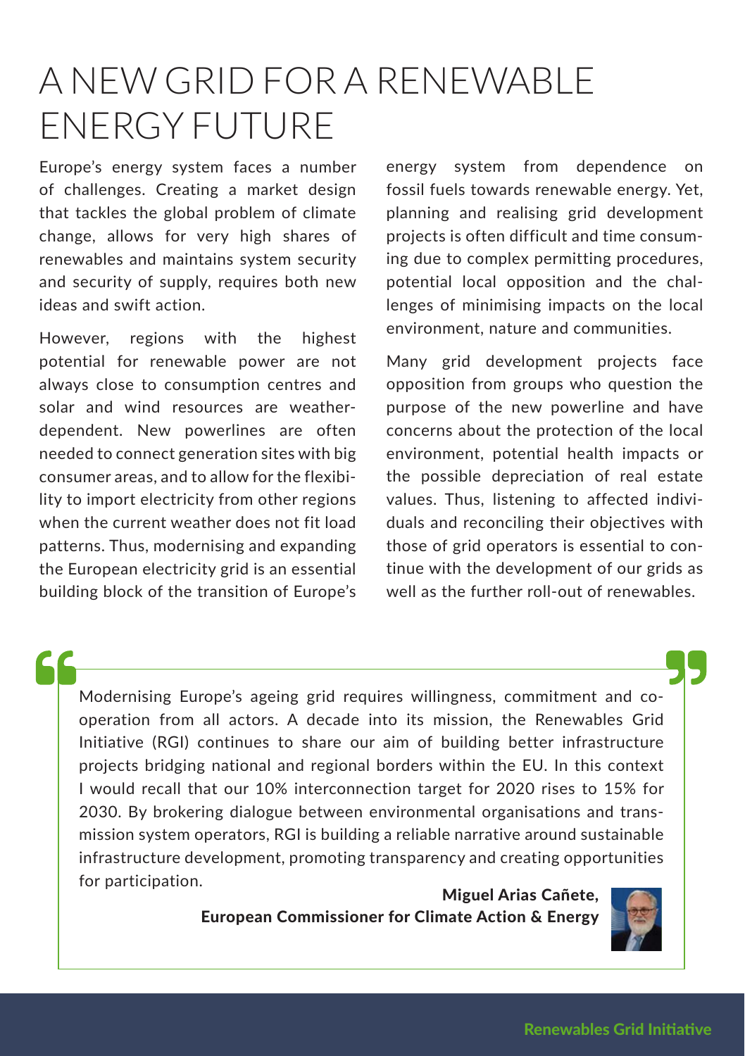# A NEW GRID FOR A RENEWABLE ENERGY FUTURE

Europe's energy system faces a number of challenges. Creating a market design that tackles the global problem of climate change, allows for very high shares of renewables and maintains system security and security of supply, requires both new ideas and swift action.

However, regions with the highest potential for renewable power are not always close to consumption centres and solar and wind resources are weather-dependent. New powerlines are often needed to connect generation sites with big consumer areas, and to allow for the flexibility to import electricity from other regions when the current weather does not fit load patterns. Thus, modernising and expanding the European electricity grid is an essential building block of the transition of Europe's energy system from dependence on fossil fuels towards renewable energy. Yet, planning and realising grid development projects is often difficult and time consuming due to complex permitting procedures, potential local opposition and the challenges of minimising impacts on the local environment, nature and communities.

Many grid development projects face opposition from groups who question the purpose of the new powerline and have concerns about the protection of the local environment, potential health impacts or the possible depreciation of real estate values. Thus, listening to affected individuals and reconciling their objectives with those of grid operators is essential to continue with the development of our grids as well as the further roll-out of renewables.

> Modernising Europe's ageing grid requires willingness, commitment and co-operation from all actors. A decade into its mission, the Renewables Grid Initiative (RGI) continues to share our aim of building better infrastructure projects bridging national and regional borders within the EU. In this context I would recall that our 10% interconnection target for 2020 rises to 15% for 2030. By brokering dialogue between environmental organisations and transmission system operators, RGI is building a reliable narrative around sustainable infrastructure development, promoting transparency and creating opportunities for participation.
>
> **Miguel Arias Cañete,**
> **European Commissioner for Climate Action & Energy**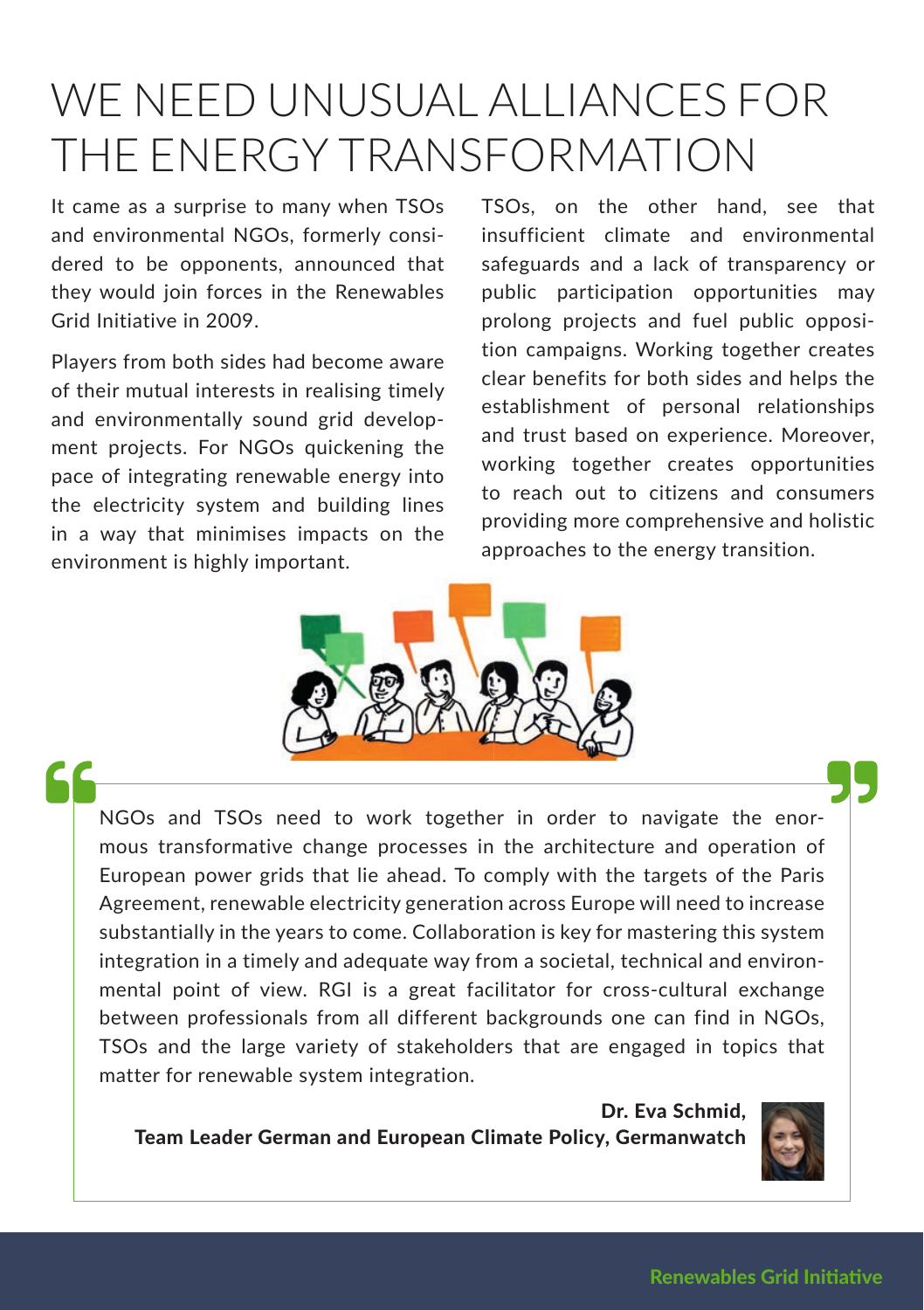# WE NEED UNUSUAL ALLIANCES FOR THE ENERGY TRANSFORMATION

It came as a surprise to many when TSOs and environmental NGOs, formerly considered to be opponents, announced that they would join forces in the Renewables Grid Initiative in 2009.

Players from both sides had become aware of their mutual interests in realising timely and environmentally sound grid development projects. For NGOs quickening the pace of integrating renewable energy into the electricity system and building lines in a way that minimises impacts on the environment is highly important.

TSOs, on the other hand, see that insufficient climate and environmental safeguards and a lack of transparency or public participation opportunities may prolong projects and fuel public opposition campaigns. Working together creates clear benefits for both sides and helps the establishment of personal relationships and trust based on experience. Moreover, working together creates opportunities to reach out to citizens and consumers providing more comprehensive and holistic approaches to the energy transition.

> NGOs and TSOs need to work together in order to navigate the enormous transformative change processes in the architecture and operation of European power grids that lie ahead. To comply with the targets of the Paris Agreement, renewable electricity generation across Europe will need to increase substantially in the years to come. Collaboration is key for mastering this system integration in a timely and adequate way from a societal, technical and environmental point of view. RGI is a great facilitator for cross-cultural exchange between professionals from all different backgrounds one can find in NGOs, TSOs and the large variety of stakeholders that are engaged in topics that matter for renewable system integration.
>
> **Dr. Eva Schmid,**
> **Team Leader German and European Climate Policy, Germanwatch**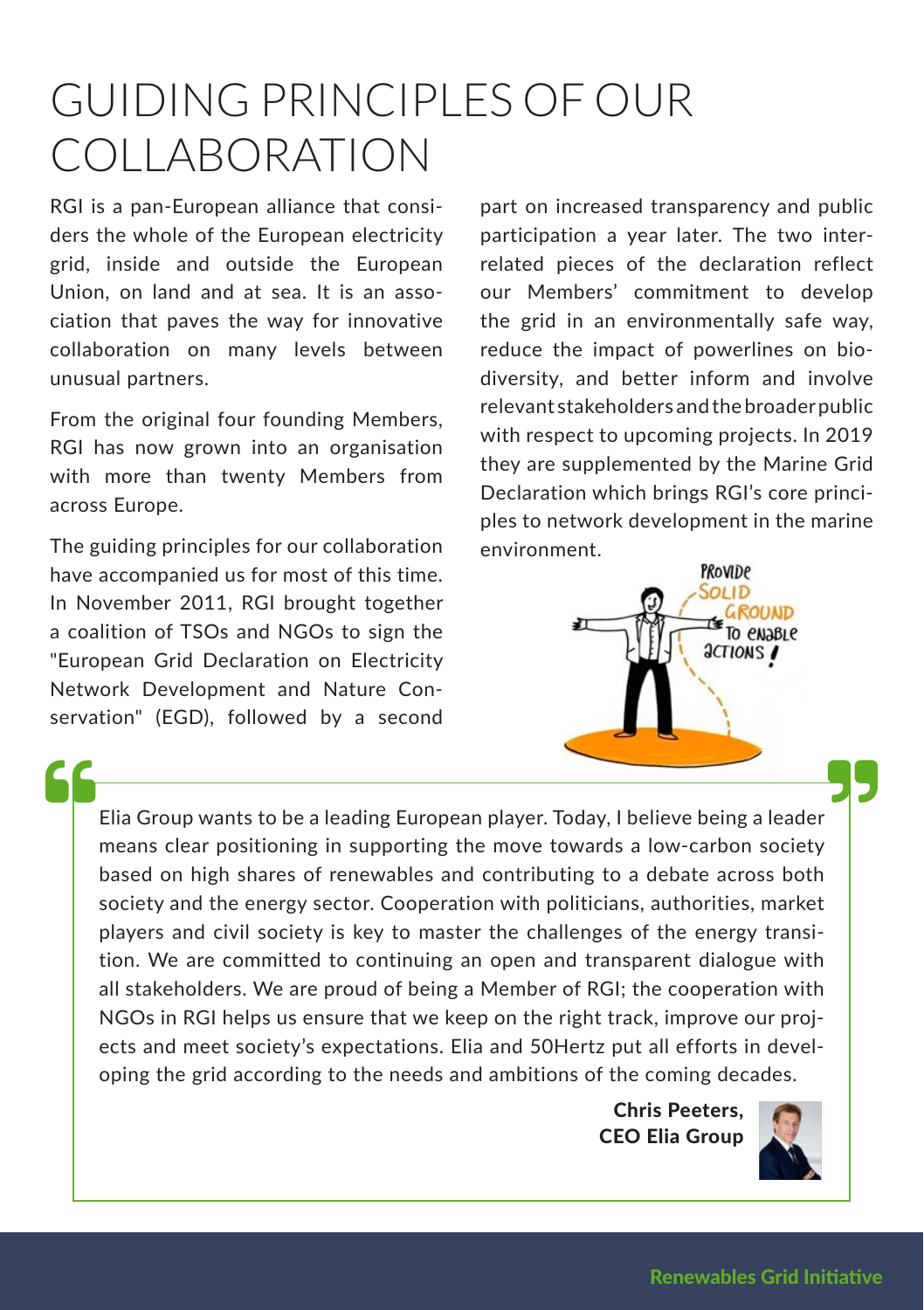# GUIDING PRINCIPLES OF OUR COLLABORATION

RGI is a pan-European alliance that considers the whole of the European electricity grid, inside and outside the European Union, on land and at sea. It is an association that paves the way for innovative collaboration on many levels between unusual partners.

From the original four founding Members, RGI has now grown into an organisation with more than twenty Members from across Europe.

The guiding principles for our collaboration have accompanied us for most of this time. In November 2011, RGI brought together a coalition of TSOs and NGOs to sign the "European Grid Declaration on Electricity Network Development and Nature Conservation" (EGD), followed by a second part on increased transparency and public participation a year later. The two interrelated pieces of the declaration reflect our Members' commitment to develop the grid in an environmentally safe way, reduce the impact of powerlines on biodiversity, and better inform and involve relevant stakeholders and the broader public with respect to upcoming projects. In 2019 they are supplemented by the Marine Grid Declaration which brings RGI's core principles to network development in the marine environment.

> Elia Group wants to be a leading European player. Today, I believe being a leader means clear positioning in supporting the move towards a low-carbon society based on high shares of renewables and contributing to a debate across both society and the energy sector. Cooperation with politicians, authorities, market players and civil society is key to master the challenges of the energy transition. We are committed to continuing an open and transparent dialogue with all stakeholders. We are proud of being a Member of RGI; the cooperation with NGOs in RGI helps us ensure that we keep on the right track, improve our projects and meet society's expectations. Elia and 50Hertz put all efforts in developing the grid according to the needs and ambitions of the coming decades.
>
> **Chris Peeters,**
> **CEO Elia Group**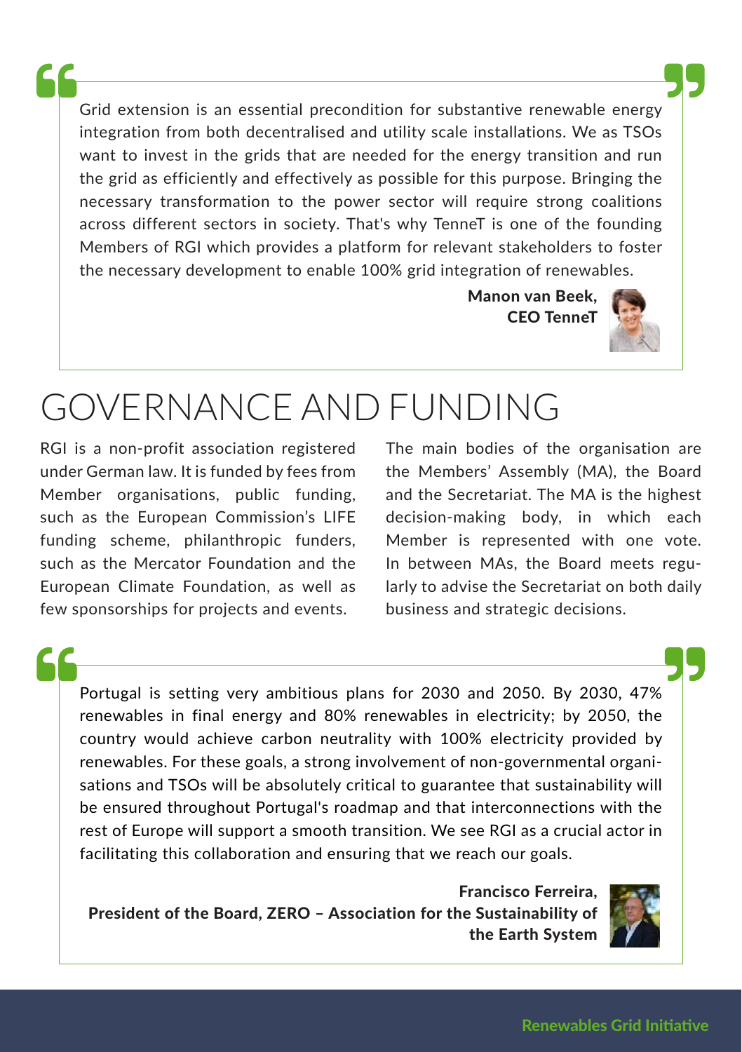> Grid extension is an essential precondition for substantive renewable energy integration from both decentralised and utility scale installations. We as TSOs want to invest in the grids that are needed for the energy transition and run the grid as efficiently and effectively as possible for this purpose. Bringing the necessary transformation to the power sector will require strong coalitions across different sectors in society. That's why TenneT is one of the founding Members of RGI which provides a platform for relevant stakeholders to foster the necessary development to enable 100% grid integration of renewables.
>
> **Manon van Beek, CEO TenneT**

# GOVERNANCE AND FUNDING

RGI is a non-profit association registered under German law. It is funded by fees from Member organisations, public funding, such as the European Commission's LIFE funding scheme, philanthropic funders, such as the Mercator Foundation and the European Climate Foundation, as well as few sponsorships for projects and events.

The main bodies of the organisation are the Members' Assembly (MA), the Board and the Secretariat. The MA is the highest decision-making body, in which each Member is represented with one vote. In between MAs, the Board meets regularly to advise the Secretariat on both daily business and strategic decisions.

> Portugal is setting very ambitious plans for 2030 and 2050. By 2030, 47% renewables in final energy and 80% renewables in electricity; by 2050, the country would achieve carbon neutrality with 100% electricity provided by renewables. For these goals, a strong involvement of non-governmental organisations and TSOs will be absolutely critical to guarantee that sustainability will be ensured throughout Portugal's roadmap and that interconnections with the rest of Europe will support a smooth transition. We see RGI as a crucial actor in facilitating this collaboration and ensuring that we reach our goals.
>
> **Francisco Ferreira, President of the Board, ZERO – Association for the Sustainability of the Earth System**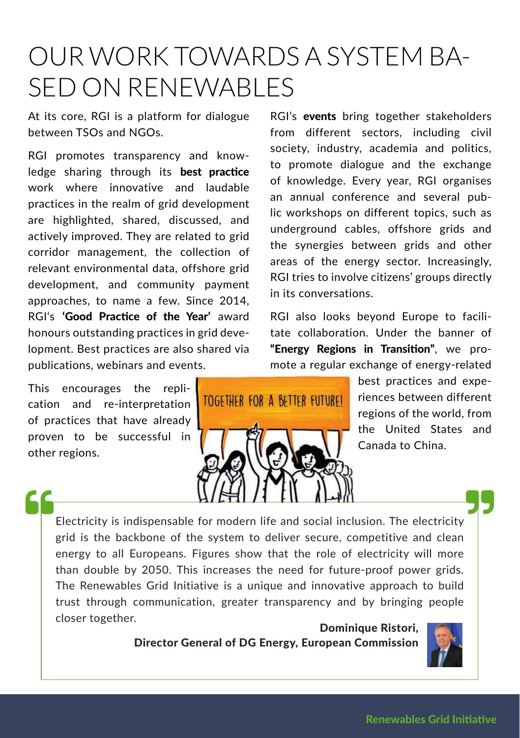# OUR WORK TOWARDS A SYSTEM BASED ON RENEWABLES

At its core, RGI is a platform for dialogue between TSOs and NGOs.

RGI promotes transparency and knowledge sharing through its **best practice** work where innovative and laudable practices in the realm of grid development are highlighted, shared, discussed, and actively improved. They are related to grid corridor management, the collection of relevant environmental data, offshore grid development, and community payment approaches, to name a few. Since 2014, RGI's **'Good Practice of the Year'** award honours outstanding practices in grid development. Best practices are also shared via publications, webinars and events.

This encourages the replication and re-interpretation of practices that have already proven to be successful in other regions.

RGI's **events** bring together stakeholders from different sectors, including civil society, industry, academia and politics, to promote dialogue and the exchange of knowledge. Every year, RGI organises an annual conference and several public workshops on different topics, such as underground cables, offshore grids and the synergies between grids and other areas of the energy sector. Increasingly, RGI tries to involve citizens' groups directly in its conversations.

RGI also looks beyond Europe to facilitate collaboration. Under the banner of **"Energy Regions in Transition"**, we promote a regular exchange of energy-related best practices and experiences between different regions of the world, from the United States and Canada to China.

> Electricity is indispensable for modern life and social inclusion. The electricity grid is the backbone of the system to deliver secure, competitive and clean energy to all Europeans. Figures show that the role of electricity will more than double by 2050. This increases the need for future-proof power grids. The Renewables Grid Initiative is a unique and innovative approach to build trust through communication, greater transparency and by bringing people closer together.
>
> **Dominique Ristori,**
> **Director General of DG Energy, European Commission**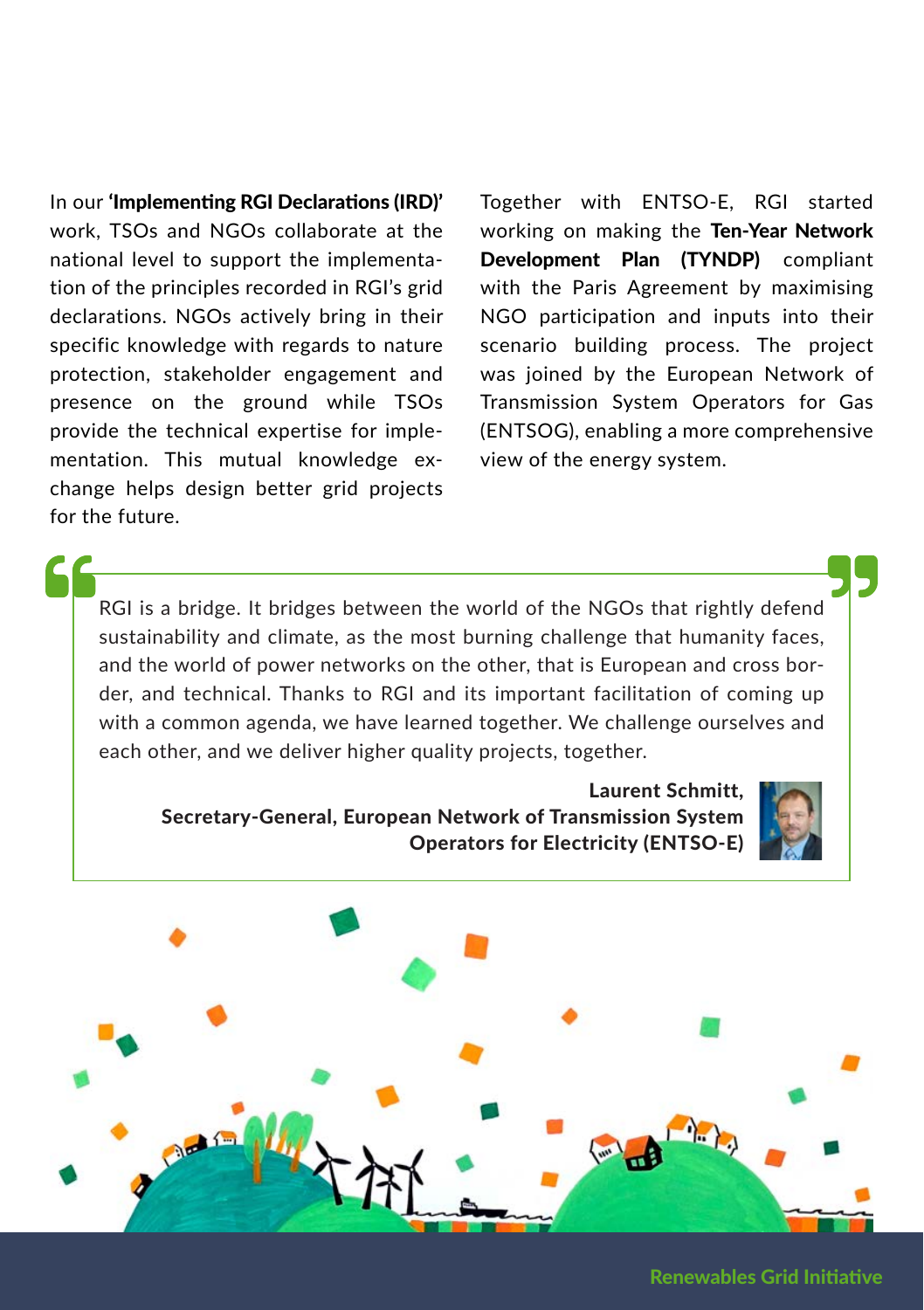In our **'Implementing RGI Declarations (IRD)'** work, TSOs and NGOs collaborate at the national level to support the implementation of the principles recorded in RGI's grid declarations. NGOs actively bring in their specific knowledge with regards to nature protection, stakeholder engagement and presence on the ground while TSOs provide the technical expertise for implementation. This mutual knowledge exchange helps design better grid projects for the future.

Together with ENTSO-E, RGI started working on making the **Ten-Year Network Development Plan (TYNDP)** compliant with the Paris Agreement by maximising NGO participation and inputs into their scenario building process. The project was joined by the European Network of Transmission System Operators for Gas (ENTSOG), enabling a more comprehensive view of the energy system.

> RGI is a bridge. It bridges between the world of the NGOs that rightly defend sustainability and climate, as the most burning challenge that humanity faces, and the world of power networks on the other, that is European and cross border, and technical. Thanks to RGI and its important facilitation of coming up with a common agenda, we have learned together. We challenge ourselves and each other, and we deliver higher quality projects, together.
>
> **Laurent Schmitt,**
> **Secretary-General, European Network of Transmission System Operators for Electricity (ENTSO-E)**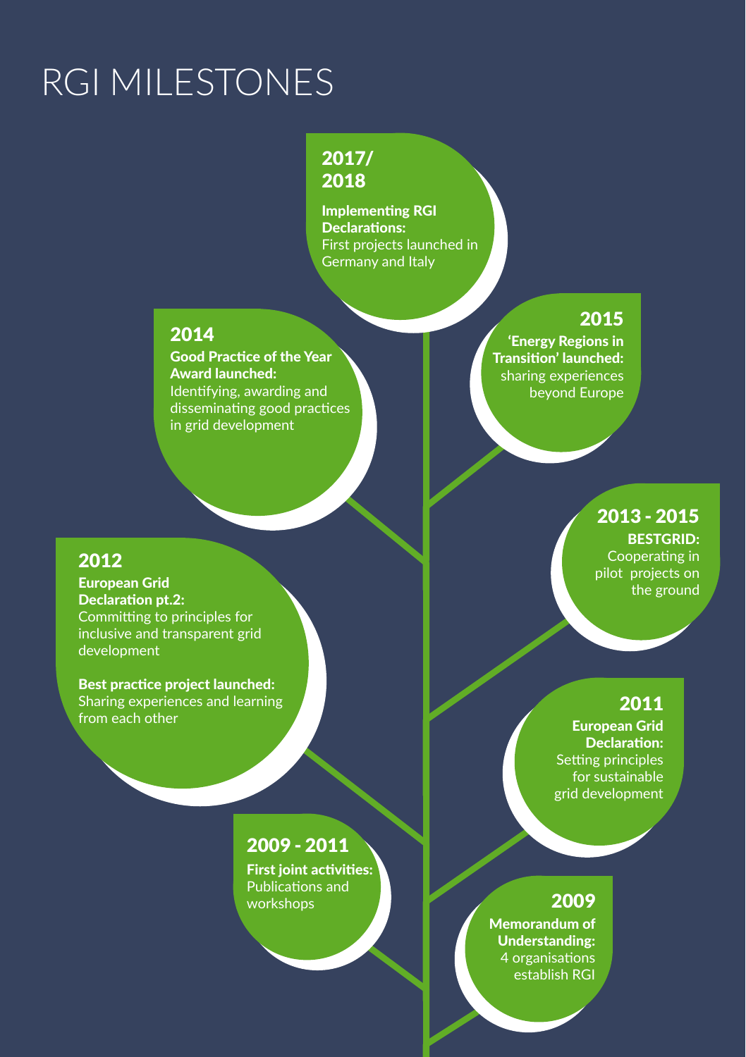# RGI MILESTONES

## 2017/ 2018

**Implementing RGI Declarations:**
First projects launched in Germany and Italy

## 2015

**'Energy Regions in Transition' launched:**
sharing experiences beyond Europe

## 2014

**Good Practice of the Year Award launched:**
Identifying, awarding and disseminating good practices in grid development

## 2013 - 2015

**BESTGRID:**
Cooperating in pilot projects on the ground

## 2012

**European Grid Declaration pt.2:**
Committing to principles for inclusive and transparent grid development

**Best practice project launched:**
Sharing experiences and learning from each other

## 2011

**European Grid Declaration:**
Setting principles for sustainable grid development

## 2009 - 2011

**First joint activities:**
Publications and workshops

## 2009

**Memorandum of Understanding:**
4 organisations establish RGI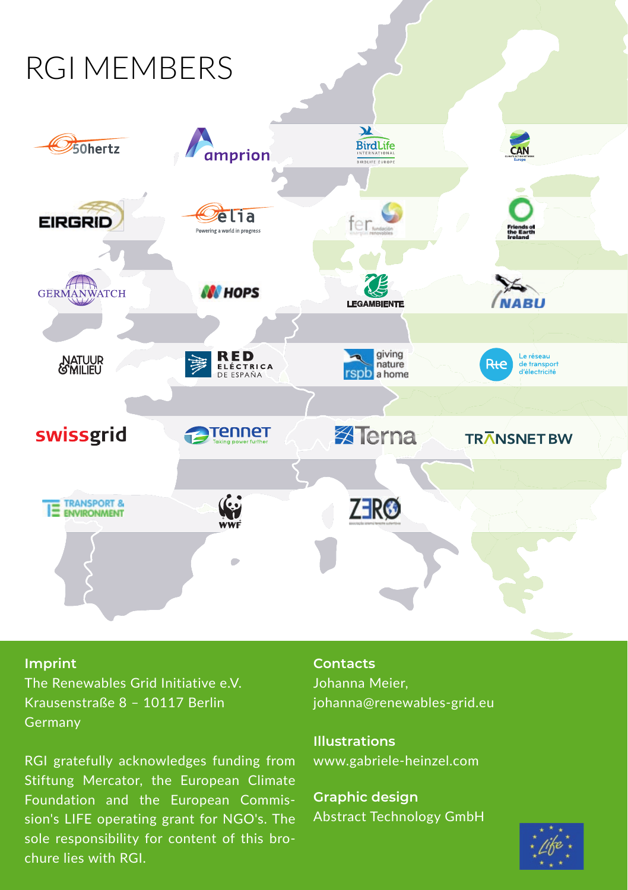# RGI MEMBERS

**Imprint**
The Renewables Grid Initiative e.V.
Krausenstraße 8 – 10117 Berlin
Germany

RGI gratefully acknowledges funding from Stiftung Mercator, the European Climate Foundation and the European Commission's LIFE operating grant for NGO's. The sole responsibility for content of this brochure lies with RGI.

**Contacts**
Johanna Meier,
johanna@renewables-grid.eu

**Illustrations**
www.gabriele-heinzel.com

**Graphic design**
Abstract Technology GmbH